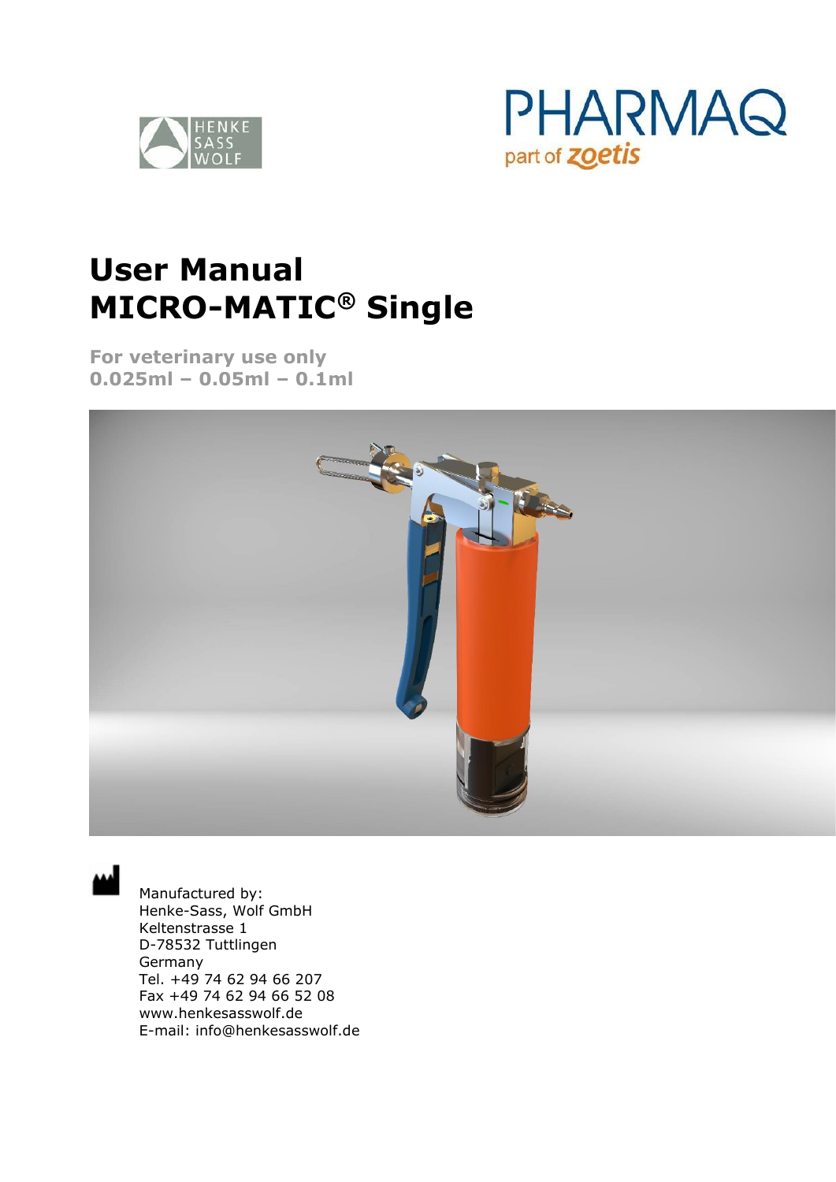# User Manual
# MICRO-MATIC® Single

**For veterinary use only**
**0.025ml – 0.05ml – 0.1ml**

Manufactured by:
Henke-Sass, Wolf GmbH
Keltenstrasse 1
D-78532 Tuttlingen
Germany
Tel. +49 74 62 94 66 207
Fax +49 74 62 94 66 52 08
www.henkesasswolf.de
E-mail: info@henkesasswolf.de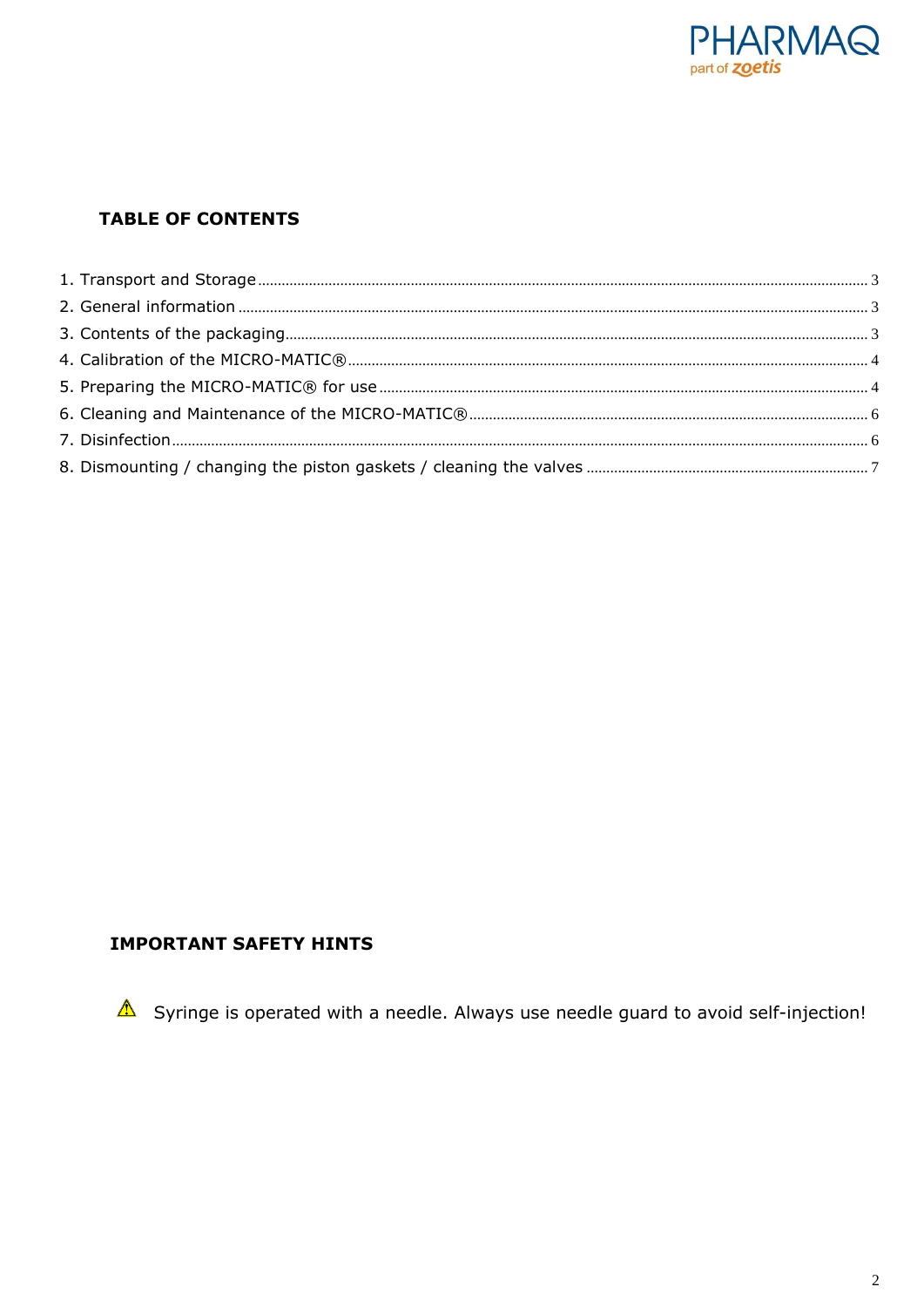## TABLE OF CONTENTS

1. Transport and Storage ........ 3
2. General information ........ 3
3. Contents of the packaging ........ 3
4. Calibration of the MICRO-MATIC® ........ 4
5. Preparing the MICRO-MATIC® for use ........ 4
6. Cleaning and Maintenance of the MICRO-MATIC® ........ 6
7. Disinfection ........ 6
8. Dismounting / changing the piston gaskets / cleaning the valves ........ 7

## IMPORTANT SAFETY HINTS

⚠ Syringe is operated with a needle. Always use needle guard to avoid self-injection!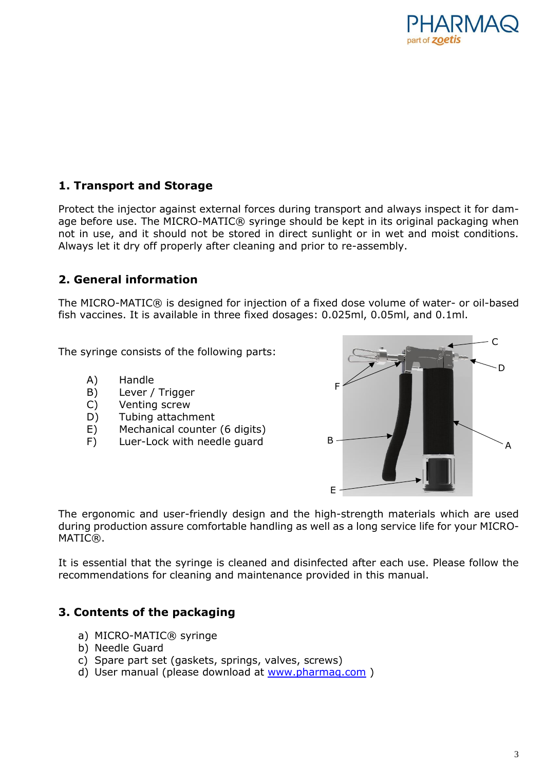## 1. Transport and Storage

Protect the injector against external forces during transport and always inspect it for damage before use. The MICRO-MATIC® syringe should be kept in its original packaging when not in use, and it should not be stored in direct sunlight or in wet and moist conditions. Always let it dry off properly after cleaning and prior to re-assembly.

## 2. General information

The MICRO-MATIC® is designed for injection of a fixed dose volume of water- or oil-based fish vaccines. It is available in three fixed dosages: 0.025ml, 0.05ml, and 0.1ml.

The syringe consists of the following parts:

- A) Handle
- B) Lever / Trigger
- C) Venting screw
- D) Tubing attachment
- E) Mechanical counter (6 digits)
- F) Luer-Lock with needle guard

The ergonomic and user-friendly design and the high-strength materials which are used during production assure comfortable handling as well as a long service life for your MICRO-MATIC®.

It is essential that the syringe is cleaned and disinfected after each use. Please follow the recommendations for cleaning and maintenance provided in this manual.

## 3. Contents of the packaging

a) MICRO-MATIC® syringe
b) Needle Guard
c) Spare part set (gaskets, springs, valves, screws)
d) User manual (please download at www.pharmaq.com )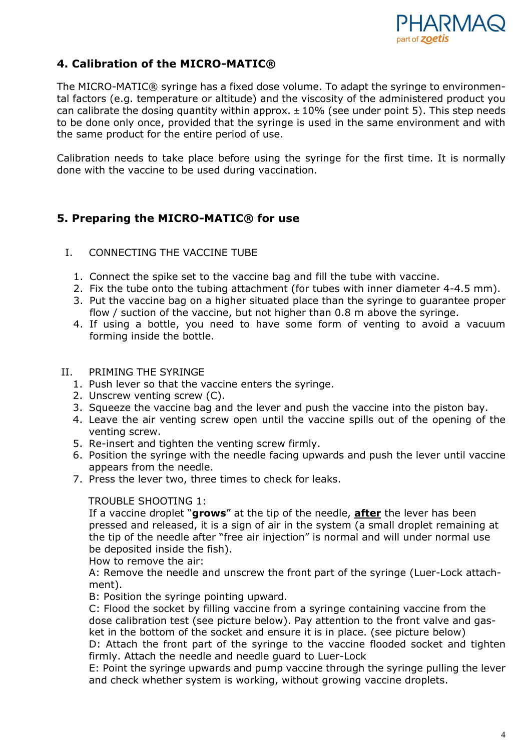## 4. Calibration of the MICRO-MATIC®

The MICRO-MATIC® syringe has a fixed dose volume. To adapt the syringe to environmental factors (e.g. temperature or altitude) and the viscosity of the administered product you can calibrate the dosing quantity within approx. ± 10% (see under point 5). This step needs to be done only once, provided that the syringe is used in the same environment and with the same product for the entire period of use.

Calibration needs to take place before using the syringe for the first time. It is normally done with the vaccine to be used during vaccination.

## 5. Preparing the MICRO-MATIC® for use

I. CONNECTING THE VACCINE TUBE

1. Connect the spike set to the vaccine bag and fill the tube with vaccine.
2. Fix the tube onto the tubing attachment (for tubes with inner diameter 4-4.5 mm).
3. Put the vaccine bag on a higher situated place than the syringe to guarantee proper flow / suction of the vaccine, but not higher than 0.8 m above the syringe.
4. If using a bottle, you need to have some form of venting to avoid a vacuum forming inside the bottle.

II. PRIMING THE SYRINGE

1. Push lever so that the vaccine enters the syringe.
2. Unscrew venting screw (C).
3. Squeeze the vaccine bag and the lever and push the vaccine into the piston bay.
4. Leave the air venting screw open until the vaccine spills out of the opening of the venting screw.
5. Re-insert and tighten the venting screw firmly.
6. Position the syringe with the needle facing upwards and push the lever until vaccine appears from the needle.
7. Press the lever two, three times to check for leaks.

TROUBLE SHOOTING 1:
If a vaccine droplet "**grows**" at the tip of the needle, **after** the lever has been pressed and released, it is a sign of air in the system (a small droplet remaining at the tip of the needle after "free air injection" is normal and will under normal use be deposited inside the fish).
How to remove the air:
A: Remove the needle and unscrew the front part of the syringe (Luer-Lock attachment).
B: Position the syringe pointing upward.
C: Flood the socket by filling vaccine from a syringe containing vaccine from the dose calibration test (see picture below). Pay attention to the front valve and gasket in the bottom of the socket and ensure it is in place. (see picture below)
D: Attach the front part of the syringe to the vaccine flooded socket and tighten firmly. Attach the needle and needle guard to Luer-Lock
E: Point the syringe upwards and pump vaccine through the syringe pulling the lever and check whether system is working, without growing vaccine droplets.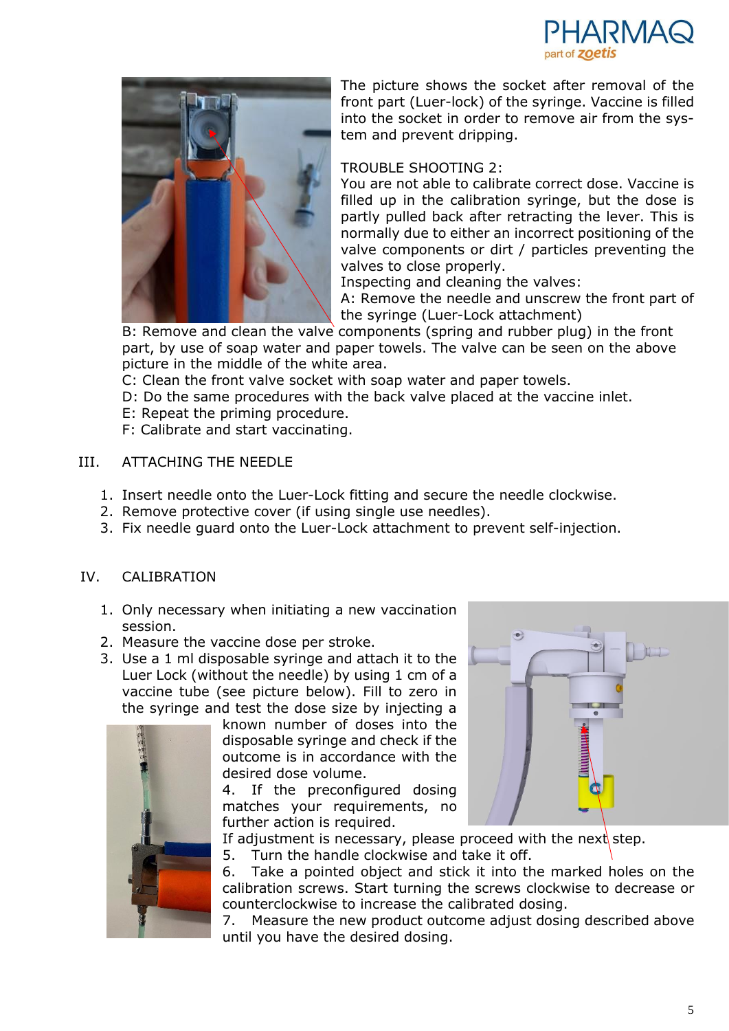The picture shows the socket after removal of the front part (Luer-lock) of the syringe. Vaccine is filled into the socket in order to remove air from the system and prevent dripping.

TROUBLE SHOOTING 2:
You are not able to calibrate correct dose. Vaccine is filled up in the calibration syringe, but the dose is partly pulled back after retracting the lever. This is normally due to either an incorrect positioning of the valve components or dirt / particles preventing the valves to close properly.
Inspecting and cleaning the valves:
A: Remove the needle and unscrew the front part of the syringe (Luer-Lock attachment)
B: Remove and clean the valve components (spring and rubber plug) in the front part, by use of soap water and paper towels. The valve can be seen on the above picture in the middle of the white area.
C: Clean the front valve socket with soap water and paper towels.
D: Do the same procedures with the back valve placed at the vaccine inlet.
E: Repeat the priming procedure.
F: Calibrate and start vaccinating.

## III. ATTACHING THE NEEDLE

1. Insert needle onto the Luer-Lock fitting and secure the needle clockwise.
2. Remove protective cover (if using single use needles).
3. Fix needle guard onto the Luer-Lock attachment to prevent self-injection.

## IV. CALIBRATION

1. Only necessary when initiating a new vaccination session.
2. Measure the vaccine dose per stroke.
3. Use a 1 ml disposable syringe and attach it to the Luer Lock (without the needle) by using 1 cm of a vaccine tube (see picture below). Fill to zero in the syringe and test the dose size by injecting a known number of doses into the disposable syringe and check if the outcome is in accordance with the desired dose volume.
4. If the preconfigured dosing matches your requirements, no further action is required.

If adjustment is necessary, please proceed with the next step.

5. Turn the handle clockwise and take it off.
6. Take a pointed object and stick it into the marked holes on the calibration screws. Start turning the screws clockwise to decrease or counterclockwise to increase the calibrated dosing.
7. Measure the new product outcome adjust dosing described above until you have the desired dosing.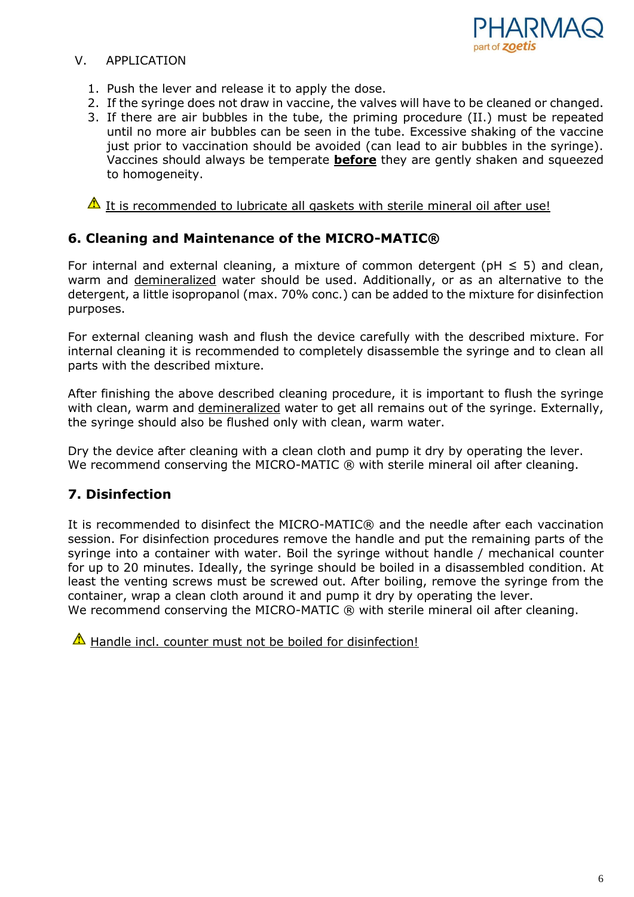V. APPLICATION

1. Push the lever and release it to apply the dose.
2. If the syringe does not draw in vaccine, the valves will have to be cleaned or changed.
3. If there are air bubbles in the tube, the priming procedure (II.) must be repeated until no more air bubbles can be seen in the tube. Excessive shaking of the vaccine just prior to vaccination should be avoided (can lead to air bubbles in the syringe). Vaccines should always be temperate **before** they are gently shaken and squeezed to homogeneity.

⚠ It is recommended to lubricate all gaskets with sterile mineral oil after use!

## 6. Cleaning and Maintenance of the MICRO-MATIC®

For internal and external cleaning, a mixture of common detergent (pH $\leq$ 5) and clean, warm and demineralized water should be used. Additionally, or as an alternative to the detergent, a little isopropanol (max. 70% conc.) can be added to the mixture for disinfection purposes.

For external cleaning wash and flush the device carefully with the described mixture. For internal cleaning it is recommended to completely disassemble the syringe and to clean all parts with the described mixture.

After finishing the above described cleaning procedure, it is important to flush the syringe with clean, warm and demineralized water to get all remains out of the syringe. Externally, the syringe should also be flushed only with clean, warm water.

Dry the device after cleaning with a clean cloth and pump it dry by operating the lever.
We recommend conserving the MICRO-MATIC ® with sterile mineral oil after cleaning.

## 7. Disinfection

It is recommended to disinfect the MICRO-MATIC® and the needle after each vaccination session. For disinfection procedures remove the handle and put the remaining parts of the syringe into a container with water. Boil the syringe without handle / mechanical counter for up to 20 minutes. Ideally, the syringe should be boiled in a disassembled condition. At least the venting screws must be screwed out. After boiling, remove the syringe from the container, wrap a clean cloth around it and pump it dry by operating the lever.
We recommend conserving the MICRO-MATIC ® with sterile mineral oil after cleaning.

⚠ Handle incl. counter must not be boiled for disinfection!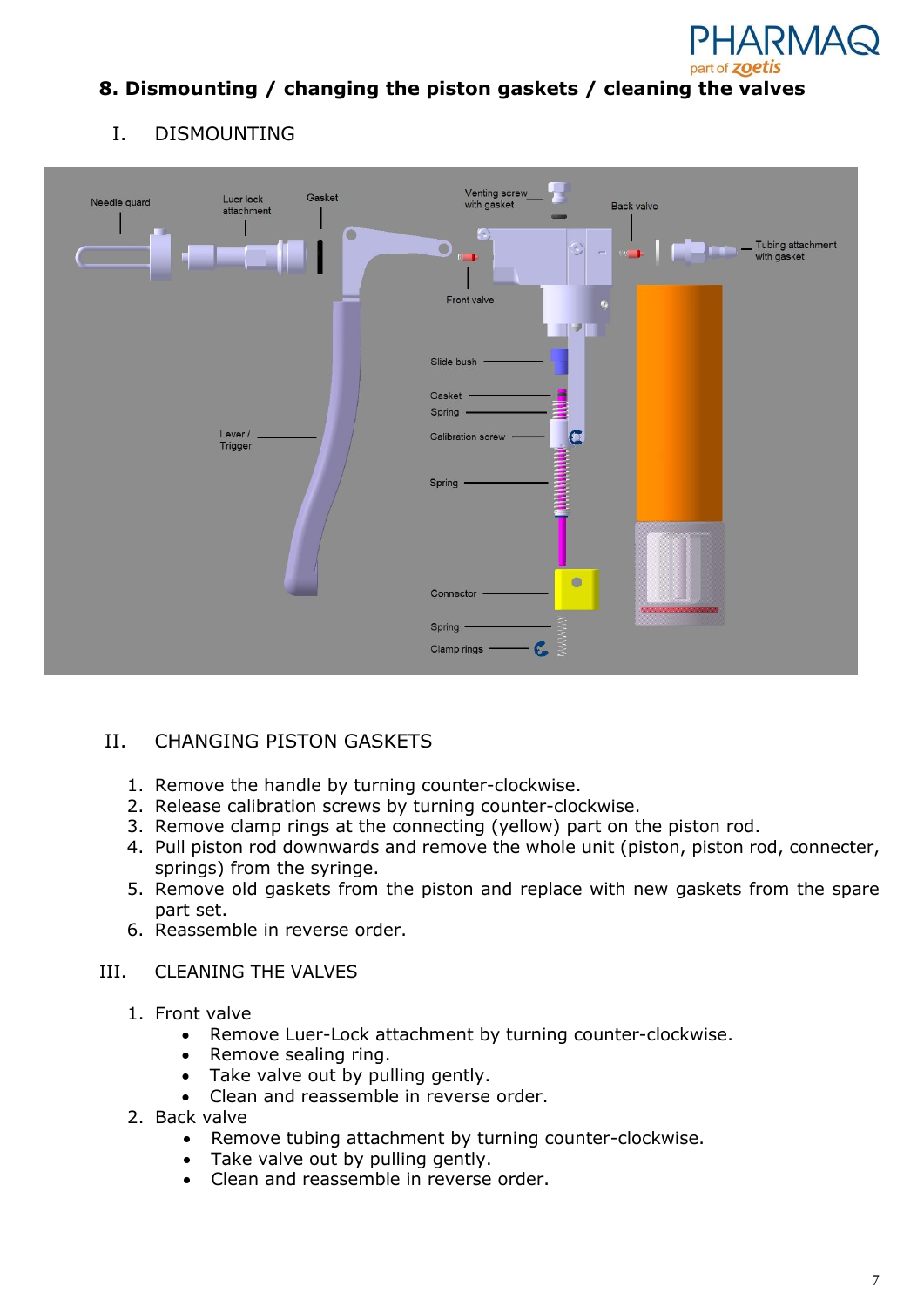## 8. Dismounting / changing the piston gaskets / cleaning the valves

### I. DISMOUNTING

Needle guard

Luer lock attachment

Gasket

Venting screw with gasket

Back valve

Tubing attachment with gasket

Front valve

Slide bush

Gasket

Spring

Calibration screw

Lever / Trigger

Spring

Connector

Spring

Clamp rings

### II. CHANGING PISTON GASKETS

1. Remove the handle by turning counter-clockwise.
2. Release calibration screws by turning counter-clockwise.
3. Remove clamp rings at the connecting (yellow) part on the piston rod.
4. Pull piston rod downwards and remove the whole unit (piston, piston rod, connecter, springs) from the syringe.
5. Remove old gaskets from the piston and replace with new gaskets from the spare part set.
6. Reassemble in reverse order.

### III. CLEANING THE VALVES

1. Front valve
   - Remove Luer-Lock attachment by turning counter-clockwise.
   - Remove sealing ring.
   - Take valve out by pulling gently.
   - Clean and reassemble in reverse order.
2. Back valve
   - Remove tubing attachment by turning counter-clockwise.
   - Take valve out by pulling gently.
   - Clean and reassemble in reverse order.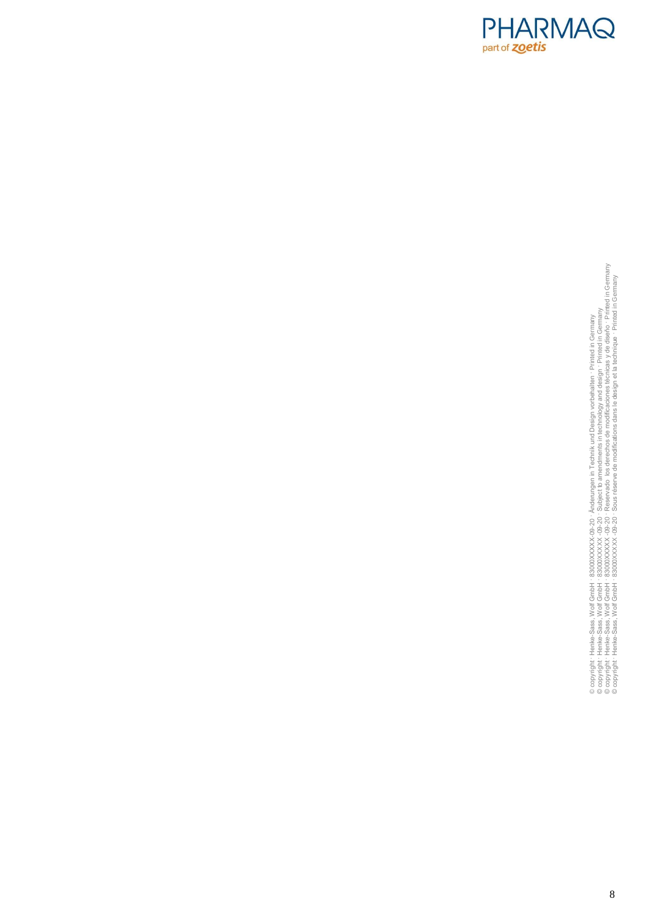PHARMAQ
part of zoetis

© copyright · Henke-Sass, Wolf GmbH · 83000XXXXX-09-20 · Änderungen in Technik und Design vorbehalten · Printed in Germany
© copyright · Henke-Sass, Wolf GmbH · 83000XXXXX -09-20 · Subject to amendments in technology and design · Printed in Germany
© copyright · Henke-Sass, Wolf GmbH · 83000XXXXX -09-20 · Reservado los derechos de modificaciones técnicas y de diseño · Printed in Germany
© copyright · Henke-Sass, Wolf GmbH · 83000XXXXX -09-20 · Sous réserve de modifications dans le design et la technique · Printed in Germany